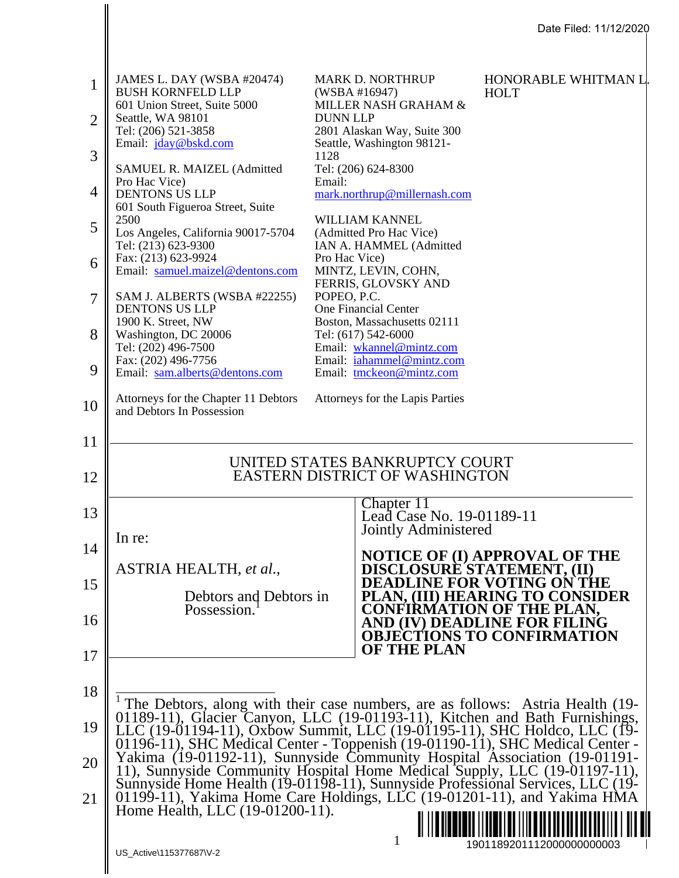Date Filed: 11/12/2020

JAMES L. DAY (WSBA #20474)
BUSH KORNFELD LLP
601 Union Street, Suite 5000
Seattle, WA 98101
Tel: (206) 521-3858
Email: jday@bskd.com

SAMUEL R. MAIZEL (Admitted Pro Hac Vice)
DENTONS US LLP
601 South Figueroa Street, Suite 2500
Los Angeles, California 90017-5704
Tel: (213) 623-9300
Fax: (213) 623-9924
Email: samuel.maizel@dentons.com

SAM J. ALBERTS (WSBA #22255)
DENTONS US LLP
1900 K. Street, NW
Washington, DC 20006
Tel: (202) 496-7500
Fax: (202) 496-7756
Email: sam.alberts@dentons.com

Attorneys for the Chapter 11 Debtors and Debtors In Possession

MARK D. NORTHRUP (WSBA #16947)
MILLER NASH GRAHAM & DUNN LLP
2801 Alaskan Way, Suite 300
Seattle, Washington 98121-1128
Tel: (206) 624-8300
Email: mark.northrup@millernash.com

WILLIAM KANNEL (Admitted Pro Hac Vice)
IAN A. HAMMEL (Admitted Pro Hac Vice)
MINTZ, LEVIN, COHN, FERRIS, GLOVSKY AND POPEO, P.C.
One Financial Center
Boston, Massachusetts 02111
Tel: (617) 542-6000
Email: wkannel@mintz.com
Email: iahammel@mintz.com
Email: tmckeon@mintz.com

Attorneys for the Lapis Parties

HONORABLE WHITMAN L. HOLT

UNITED STATES BANKRUPTCY COURT
EASTERN DISTRICT OF WASHINGTON

In re:

ASTRIA HEALTH, *et al.*,

Debtors and Debtors in Possession.[1]

Chapter 11
Lead Case No. 19-01189-11
Jointly Administered

**NOTICE OF (I) APPROVAL OF THE DISCLOSURE STATEMENT, (II) DEADLINE FOR VOTING ON THE PLAN, (III) HEARING TO CONSIDER CONFIRMATION OF THE PLAN, AND (IV) DEADLINE FOR FILING OBJECTIONS TO CONFIRMATION OF THE PLAN**

[1] The Debtors, along with their case numbers, are as follows: Astria Health (19-01189-11), Glacier Canyon, LLC (19-01193-11), Kitchen and Bath Furnishings, LLC (19-01194-11), Oxbow Summit, LLC (19-01195-11), SHC Holdco, LLC (19-01196-11), SHC Medical Center - Toppenish (19-01190-11), SHC Medical Center - Yakima (19-01192-11), Sunnyside Community Hospital Association (19-01191-11), Sunnyside Community Hospital Home Medical Supply, LLC (19-01197-11), Sunnyside Home Health (19-01198-11), Sunnyside Professional Services, LLC (19-01199-11), Yakima Home Care Holdings, LLC (19-01201-11), and Yakima HMA Home Health, LLC (19-01200-11).

US_Active\115377687\V-2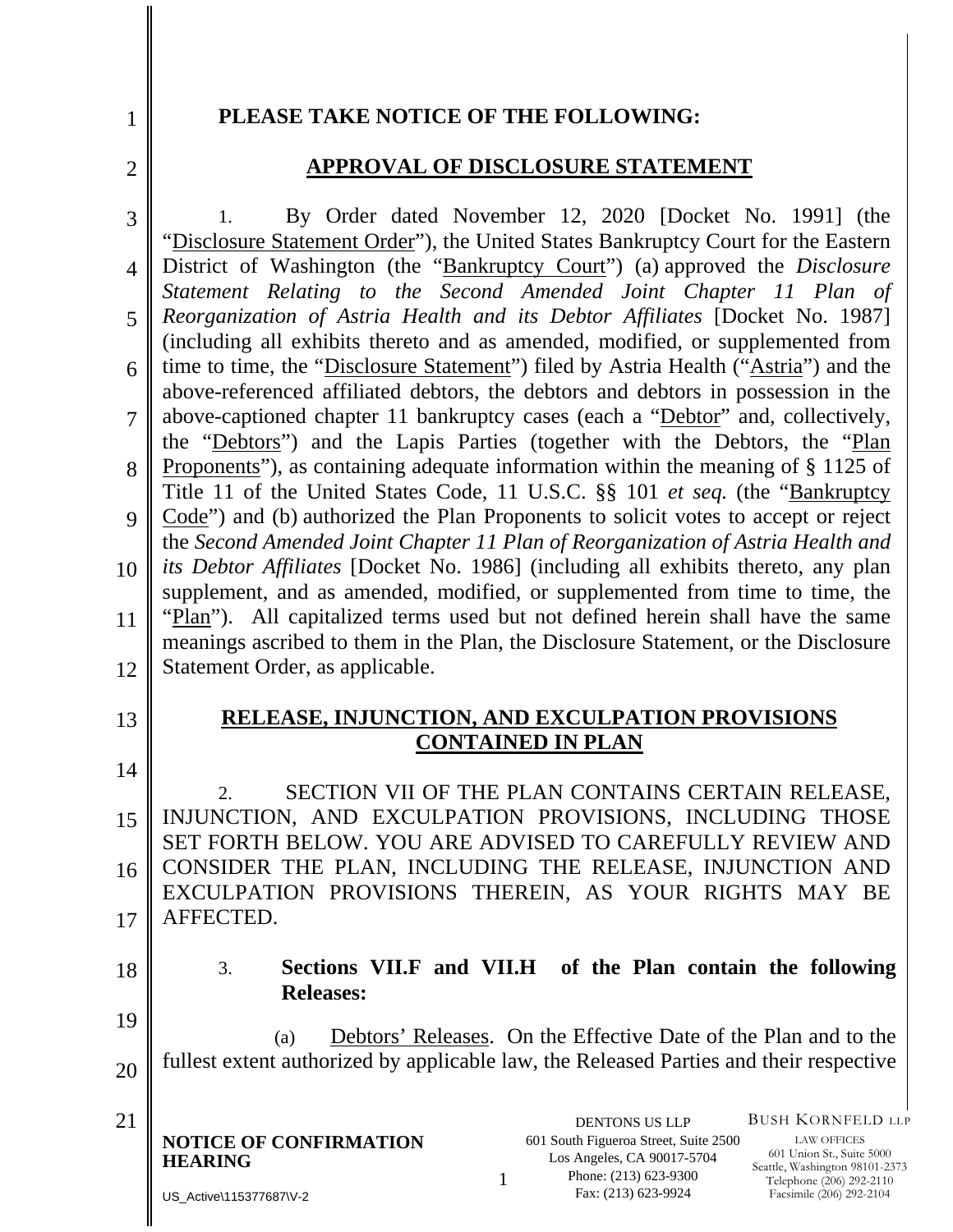**PLEASE TAKE NOTICE OF THE FOLLOWING:**

## APPROVAL OF DISCLOSURE STATEMENT

1. By Order dated November 12, 2020 [Docket No. 1991] (the "Disclosure Statement Order"), the United States Bankruptcy Court for the Eastern District of Washington (the "Bankruptcy Court") (a) approved the *Disclosure Statement Relating to the Second Amended Joint Chapter 11 Plan of Reorganization of Astria Health and its Debtor Affiliates* [Docket No. 1987] (including all exhibits thereto and as amended, modified, or supplemented from time to time, the "Disclosure Statement") filed by Astria Health ("Astria") and the above-referenced affiliated debtors, the debtors and debtors in possession in the above-captioned chapter 11 bankruptcy cases (each a "Debtor" and, collectively, the "Debtors") and the Lapis Parties (together with the Debtors, the "Plan Proponents"), as containing adequate information within the meaning of § 1125 of Title 11 of the United States Code, 11 U.S.C. §§ 101 *et seq.* (the "Bankruptcy Code") and (b) authorized the Plan Proponents to solicit votes to accept or reject the *Second Amended Joint Chapter 11 Plan of Reorganization of Astria Health and its Debtor Affiliates* [Docket No. 1986] (including all exhibits thereto, any plan supplement, and as amended, modified, or supplemented from time to time, the "Plan"). All capitalized terms used but not defined herein shall have the same meanings ascribed to them in the Plan, the Disclosure Statement, or the Disclosure Statement Order, as applicable.

## RELEASE, INJUNCTION, AND EXCULPATION PROVISIONS CONTAINED IN PLAN

2. SECTION VII OF THE PLAN CONTAINS CERTAIN RELEASE, INJUNCTION, AND EXCULPATION PROVISIONS, INCLUDING THOSE SET FORTH BELOW. YOU ARE ADVISED TO CAREFULLY REVIEW AND CONSIDER THE PLAN, INCLUDING THE RELEASE, INJUNCTION AND EXCULPATION PROVISIONS THEREIN, AS YOUR RIGHTS MAY BE AFFECTED.

3. **Sections VII.F and VII.H of the Plan contain the following Releases:**

(a) Debtors' Releases. On the Effective Date of the Plan and to the fullest extent authorized by applicable law, the Released Parties and their respective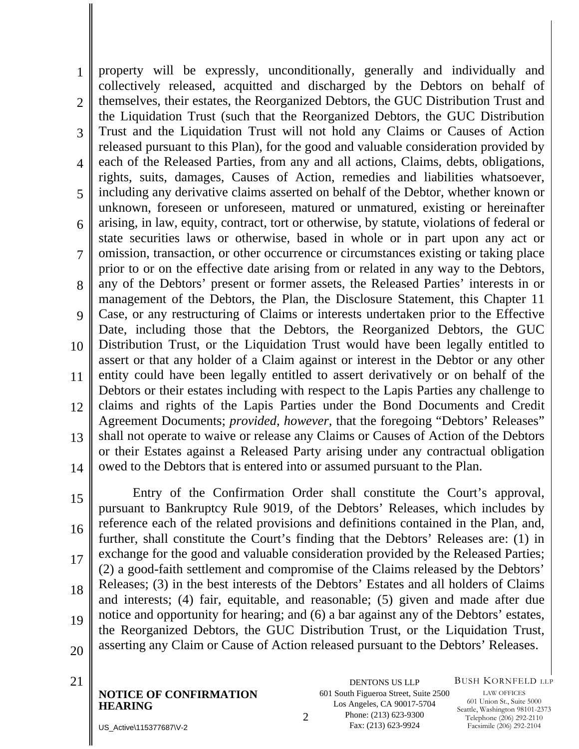property will be expressly, unconditionally, generally and individually and collectively released, acquitted and discharged by the Debtors on behalf of themselves, their estates, the Reorganized Debtors, the GUC Distribution Trust and the Liquidation Trust (such that the Reorganized Debtors, the GUC Distribution Trust and the Liquidation Trust will not hold any Claims or Causes of Action released pursuant to this Plan), for the good and valuable consideration provided by each of the Released Parties, from any and all actions, Claims, debts, obligations, rights, suits, damages, Causes of Action, remedies and liabilities whatsoever, including any derivative claims asserted on behalf of the Debtor, whether known or unknown, foreseen or unforeseen, matured or unmatured, existing or hereinafter arising, in law, equity, contract, tort or otherwise, by statute, violations of federal or state securities laws or otherwise, based in whole or in part upon any act or omission, transaction, or other occurrence or circumstances existing or taking place prior to or on the effective date arising from or related in any way to the Debtors, any of the Debtors' present or former assets, the Released Parties' interests in or management of the Debtors, the Plan, the Disclosure Statement, this Chapter 11 Case, or any restructuring of Claims or interests undertaken prior to the Effective Date, including those that the Debtors, the Reorganized Debtors, the GUC Distribution Trust, or the Liquidation Trust would have been legally entitled to assert or that any holder of a Claim against or interest in the Debtor or any other entity could have been legally entitled to assert derivatively or on behalf of the Debtors or their estates including with respect to the Lapis Parties any challenge to claims and rights of the Lapis Parties under the Bond Documents and Credit Agreement Documents; *provided*, *however*, that the foregoing "Debtors' Releases" shall not operate to waive or release any Claims or Causes of Action of the Debtors or their Estates against a Released Party arising under any contractual obligation owed to the Debtors that is entered into or assumed pursuant to the Plan.

Entry of the Confirmation Order shall constitute the Court's approval, pursuant to Bankruptcy Rule 9019, of the Debtors' Releases, which includes by reference each of the related provisions and definitions contained in the Plan, and, further, shall constitute the Court's finding that the Debtors' Releases are: (1) in exchange for the good and valuable consideration provided by the Released Parties; (2) a good-faith settlement and compromise of the Claims released by the Debtors' Releases; (3) in the best interests of the Debtors' Estates and all holders of Claims and interests; (4) fair, equitable, and reasonable; (5) given and made after due notice and opportunity for hearing; and (6) a bar against any of the Debtors' estates, the Reorganized Debtors, the GUC Distribution Trust, or the Liquidation Trust, asserting any Claim or Cause of Action released pursuant to the Debtors' Releases.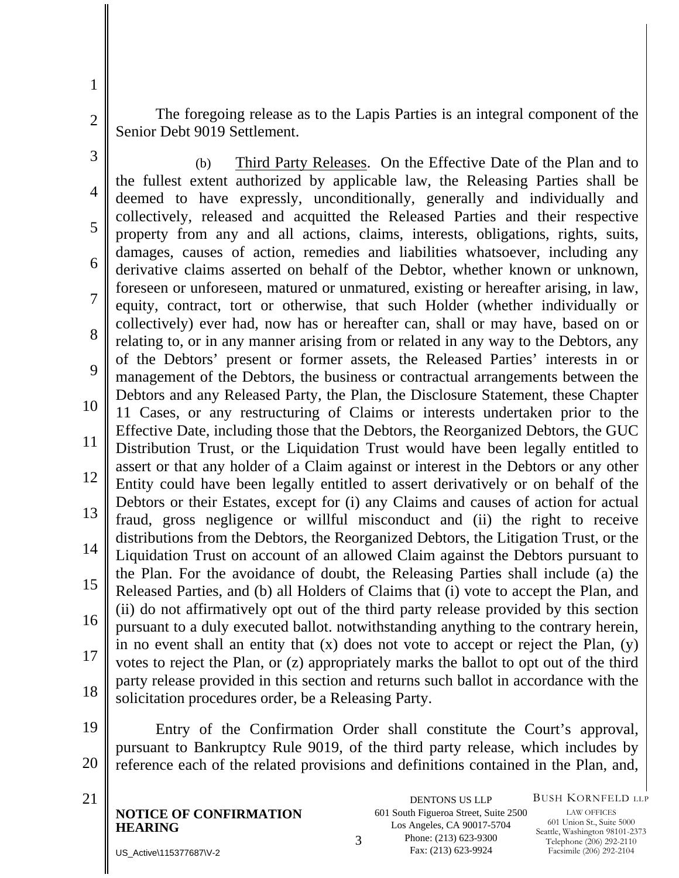The foregoing release as to the Lapis Parties is an integral component of the Senior Debt 9019 Settlement.

(b) Third Party Releases. On the Effective Date of the Plan and to the fullest extent authorized by applicable law, the Releasing Parties shall be deemed to have expressly, unconditionally, generally and individually and collectively, released and acquitted the Released Parties and their respective property from any and all actions, claims, interests, obligations, rights, suits, damages, causes of action, remedies and liabilities whatsoever, including any derivative claims asserted on behalf of the Debtor, whether known or unknown, foreseen or unforeseen, matured or unmatured, existing or hereafter arising, in law, equity, contract, tort or otherwise, that such Holder (whether individually or collectively) ever had, now has or hereafter can, shall or may have, based on or relating to, or in any manner arising from or related in any way to the Debtors, any of the Debtors' present or former assets, the Released Parties' interests in or management of the Debtors, the business or contractual arrangements between the Debtors and any Released Party, the Plan, the Disclosure Statement, these Chapter 11 Cases, or any restructuring of Claims or interests undertaken prior to the Effective Date, including those that the Debtors, the Reorganized Debtors, the GUC Distribution Trust, or the Liquidation Trust would have been legally entitled to assert or that any holder of a Claim against or interest in the Debtors or any other Entity could have been legally entitled to assert derivatively or on behalf of the Debtors or their Estates, except for (i) any Claims and causes of action for actual fraud, gross negligence or willful misconduct and (ii) the right to receive distributions from the Debtors, the Reorganized Debtors, the Litigation Trust, or the Liquidation Trust on account of an allowed Claim against the Debtors pursuant to the Plan. For the avoidance of doubt, the Releasing Parties shall include (a) the Released Parties, and (b) all Holders of Claims that (i) vote to accept the Plan, and (ii) do not affirmatively opt out of the third party release provided by this section pursuant to a duly executed ballot. notwithstanding anything to the contrary herein, in no event shall an entity that (x) does not vote to accept or reject the Plan, (y) votes to reject the Plan, or (z) appropriately marks the ballot to opt out of the third party release provided in this section and returns such ballot in accordance with the solicitation procedures order, be a Releasing Party.

Entry of the Confirmation Order shall constitute the Court's approval, pursuant to Bankruptcy Rule 9019, of the third party release, which includes by reference each of the related provisions and definitions contained in the Plan, and,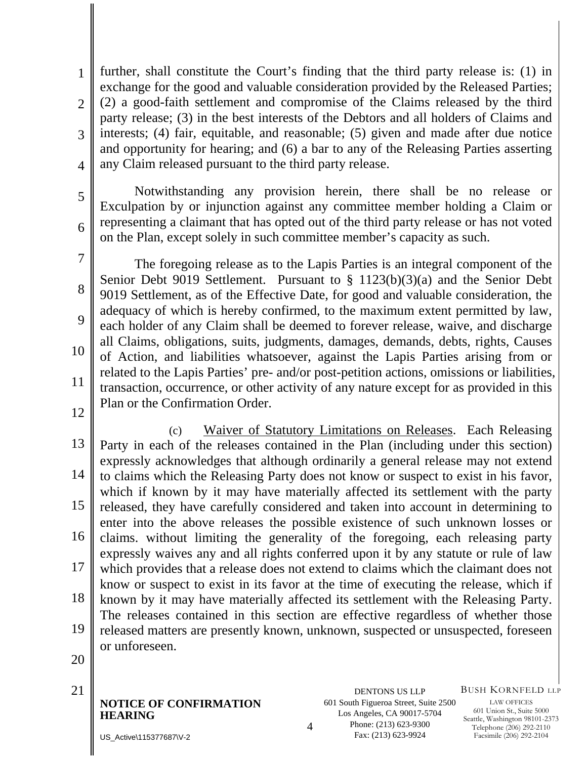further, shall constitute the Court's finding that the third party release is: (1) in exchange for the good and valuable consideration provided by the Released Parties; (2) a good-faith settlement and compromise of the Claims released by the third party release; (3) in the best interests of the Debtors and all holders of Claims and interests; (4) fair, equitable, and reasonable; (5) given and made after due notice and opportunity for hearing; and (6) a bar to any of the Releasing Parties asserting any Claim released pursuant to the third party release.

Notwithstanding any provision herein, there shall be no release or Exculpation by or injunction against any committee member holding a Claim or representing a claimant that has opted out of the third party release or has not voted on the Plan, except solely in such committee member's capacity as such.

The foregoing release as to the Lapis Parties is an integral component of the Senior Debt 9019 Settlement. Pursuant to § 1123(b)(3)(a) and the Senior Debt 9019 Settlement, as of the Effective Date, for good and valuable consideration, the adequacy of which is hereby confirmed, to the maximum extent permitted by law, each holder of any Claim shall be deemed to forever release, waive, and discharge all Claims, obligations, suits, judgments, damages, demands, debts, rights, Causes of Action, and liabilities whatsoever, against the Lapis Parties arising from or related to the Lapis Parties' pre- and/or post-petition actions, omissions or liabilities, transaction, occurrence, or other activity of any nature except for as provided in this Plan or the Confirmation Order.

(c) Waiver of Statutory Limitations on Releases. Each Releasing Party in each of the releases contained in the Plan (including under this section) expressly acknowledges that although ordinarily a general release may not extend to claims which the Releasing Party does not know or suspect to exist in his favor, which if known by it may have materially affected its settlement with the party released, they have carefully considered and taken into account in determining to enter into the above releases the possible existence of such unknown losses or claims. without limiting the generality of the foregoing, each releasing party expressly waives any and all rights conferred upon it by any statute or rule of law which provides that a release does not extend to claims which the claimant does not know or suspect to exist in its favor at the time of executing the release, which if known by it may have materially affected its settlement with the Releasing Party. The releases contained in this section are effective regardless of whether those released matters are presently known, unknown, suspected or unsuspected, foreseen or unforeseen.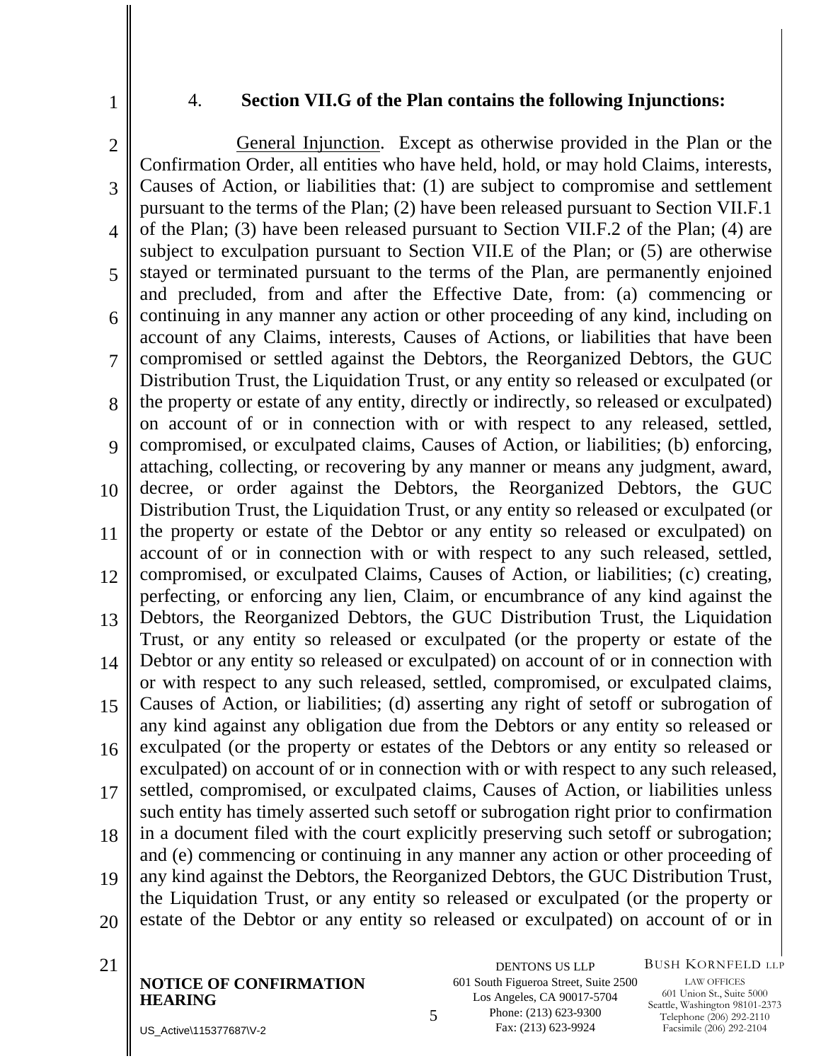4. **Section VII.G of the Plan contains the following Injunctions:**

General Injunction. Except as otherwise provided in the Plan or the Confirmation Order, all entities who have held, hold, or may hold Claims, interests, Causes of Action, or liabilities that: (1) are subject to compromise and settlement pursuant to the terms of the Plan; (2) have been released pursuant to Section VII.F.1 of the Plan; (3) have been released pursuant to Section VII.F.2 of the Plan; (4) are subject to exculpation pursuant to Section VII.E of the Plan; or (5) are otherwise stayed or terminated pursuant to the terms of the Plan, are permanently enjoined and precluded, from and after the Effective Date, from: (a) commencing or continuing in any manner any action or other proceeding of any kind, including on account of any Claims, interests, Causes of Actions, or liabilities that have been compromised or settled against the Debtors, the Reorganized Debtors, the GUC Distribution Trust, the Liquidation Trust, or any entity so released or exculpated (or the property or estate of any entity, directly or indirectly, so released or exculpated) on account of or in connection with or with respect to any released, settled, compromised, or exculpated claims, Causes of Action, or liabilities; (b) enforcing, attaching, collecting, or recovering by any manner or means any judgment, award, decree, or order against the Debtors, the Reorganized Debtors, the GUC Distribution Trust, the Liquidation Trust, or any entity so released or exculpated (or the property or estate of the Debtor or any entity so released or exculpated) on account of or in connection with or with respect to any such released, settled, compromised, or exculpated Claims, Causes of Action, or liabilities; (c) creating, perfecting, or enforcing any lien, Claim, or encumbrance of any kind against the Debtors, the Reorganized Debtors, the GUC Distribution Trust, the Liquidation Trust, or any entity so released or exculpated (or the property or estate of the Debtor or any entity so released or exculpated) on account of or in connection with or with respect to any such released, settled, compromised, or exculpated claims, Causes of Action, or liabilities; (d) asserting any right of setoff or subrogation of any kind against any obligation due from the Debtors or any entity so released or exculpated (or the property or estates of the Debtors or any entity so released or exculpated) on account of or in connection with or with respect to any such released, settled, compromised, or exculpated claims, Causes of Action, or liabilities unless such entity has timely asserted such setoff or subrogation right prior to confirmation in a document filed with the court explicitly preserving such setoff or subrogation; and (e) commencing or continuing in any manner any action or other proceeding of any kind against the Debtors, the Reorganized Debtors, the GUC Distribution Trust, the Liquidation Trust, or any entity so released or exculpated (or the property or estate of the Debtor or any entity so released or exculpated) on account of or in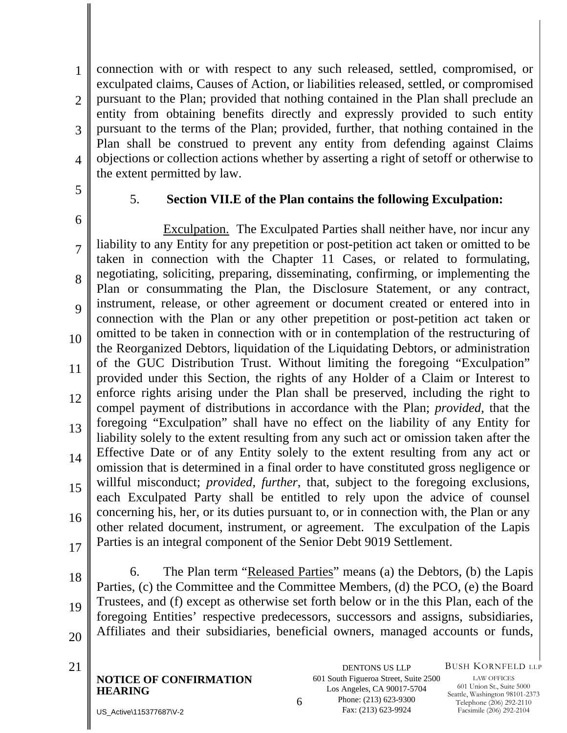connection with or with respect to any such released, settled, compromised, or exculpated claims, Causes of Action, or liabilities released, settled, or compromised pursuant to the Plan; provided that nothing contained in the Plan shall preclude an entity from obtaining benefits directly and expressly provided to such entity pursuant to the terms of the Plan; provided, further, that nothing contained in the Plan shall be construed to prevent any entity from defending against Claims objections or collection actions whether by asserting a right of setoff or otherwise to the extent permitted by law.

5. **Section VII.E of the Plan contains the following Exculpation:**

Exculpation. The Exculpated Parties shall neither have, nor incur any liability to any Entity for any prepetition or post-petition act taken or omitted to be taken in connection with the Chapter 11 Cases, or related to formulating, negotiating, soliciting, preparing, disseminating, confirming, or implementing the Plan or consummating the Plan, the Disclosure Statement, or any contract, instrument, release, or other agreement or document created or entered into in connection with the Plan or any other prepetition or post-petition act taken or omitted to be taken in connection with or in contemplation of the restructuring of the Reorganized Debtors, liquidation of the Liquidating Debtors, or administration of the GUC Distribution Trust. Without limiting the foregoing "Exculpation" provided under this Section, the rights of any Holder of a Claim or Interest to enforce rights arising under the Plan shall be preserved, including the right to compel payment of distributions in accordance with the Plan; *provided*, that the foregoing "Exculpation" shall have no effect on the liability of any Entity for liability solely to the extent resulting from any such act or omission taken after the Effective Date or of any Entity solely to the extent resulting from any act or omission that is determined in a final order to have constituted gross negligence or willful misconduct; *provided*, *further*, that, subject to the foregoing exclusions, each Exculpated Party shall be entitled to rely upon the advice of counsel concerning his, her, or its duties pursuant to, or in connection with, the Plan or any other related document, instrument, or agreement. The exculpation of the Lapis Parties is an integral component of the Senior Debt 9019 Settlement.

6. The Plan term "Released Parties" means (a) the Debtors, (b) the Lapis Parties, (c) the Committee and the Committee Members, (d) the PCO, (e) the Board Trustees, and (f) except as otherwise set forth below or in the this Plan, each of the foregoing Entities' respective predecessors, successors and assigns, subsidiaries, Affiliates and their subsidiaries, beneficial owners, managed accounts or funds,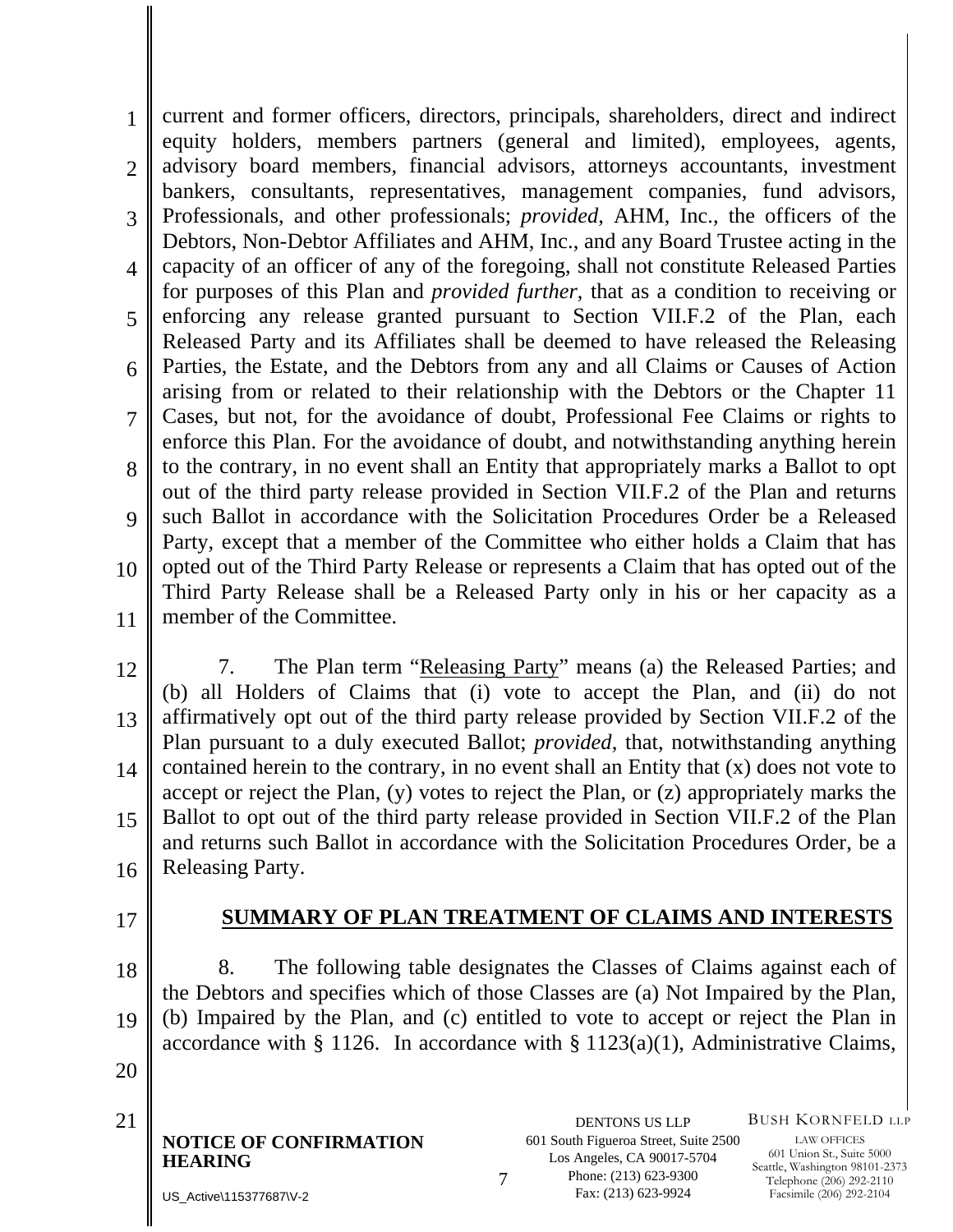current and former officers, directors, principals, shareholders, direct and indirect equity holders, members partners (general and limited), employees, agents, advisory board members, financial advisors, attorneys accountants, investment bankers, consultants, representatives, management companies, fund advisors, Professionals, and other professionals; *provided*, AHM, Inc., the officers of the Debtors, Non-Debtor Affiliates and AHM, Inc., and any Board Trustee acting in the capacity of an officer of any of the foregoing, shall not constitute Released Parties for purposes of this Plan and *provided further*, that as a condition to receiving or enforcing any release granted pursuant to Section VII.F.2 of the Plan, each Released Party and its Affiliates shall be deemed to have released the Releasing Parties, the Estate, and the Debtors from any and all Claims or Causes of Action arising from or related to their relationship with the Debtors or the Chapter 11 Cases, but not, for the avoidance of doubt, Professional Fee Claims or rights to enforce this Plan. For the avoidance of doubt, and notwithstanding anything herein to the contrary, in no event shall an Entity that appropriately marks a Ballot to opt out of the third party release provided in Section VII.F.2 of the Plan and returns such Ballot in accordance with the Solicitation Procedures Order be a Released Party, except that a member of the Committee who either holds a Claim that has opted out of the Third Party Release or represents a Claim that has opted out of the Third Party Release shall be a Released Party only in his or her capacity as a member of the Committee.

7. The Plan term "Releasing Party" means (a) the Released Parties; and (b) all Holders of Claims that (i) vote to accept the Plan, and (ii) do not affirmatively opt out of the third party release provided by Section VII.F.2 of the Plan pursuant to a duly executed Ballot; *provided*, that, notwithstanding anything contained herein to the contrary, in no event shall an Entity that (x) does not vote to accept or reject the Plan, (y) votes to reject the Plan, or (z) appropriately marks the Ballot to opt out of the third party release provided in Section VII.F.2 of the Plan and returns such Ballot in accordance with the Solicitation Procedures Order, be a Releasing Party.

## SUMMARY OF PLAN TREATMENT OF CLAIMS AND INTERESTS

8. The following table designates the Classes of Claims against each of the Debtors and specifies which of those Classes are (a) Not Impaired by the Plan, (b) Impaired by the Plan, and (c) entitled to vote to accept or reject the Plan in accordance with § 1126. In accordance with § 1123(a)(1), Administrative Claims,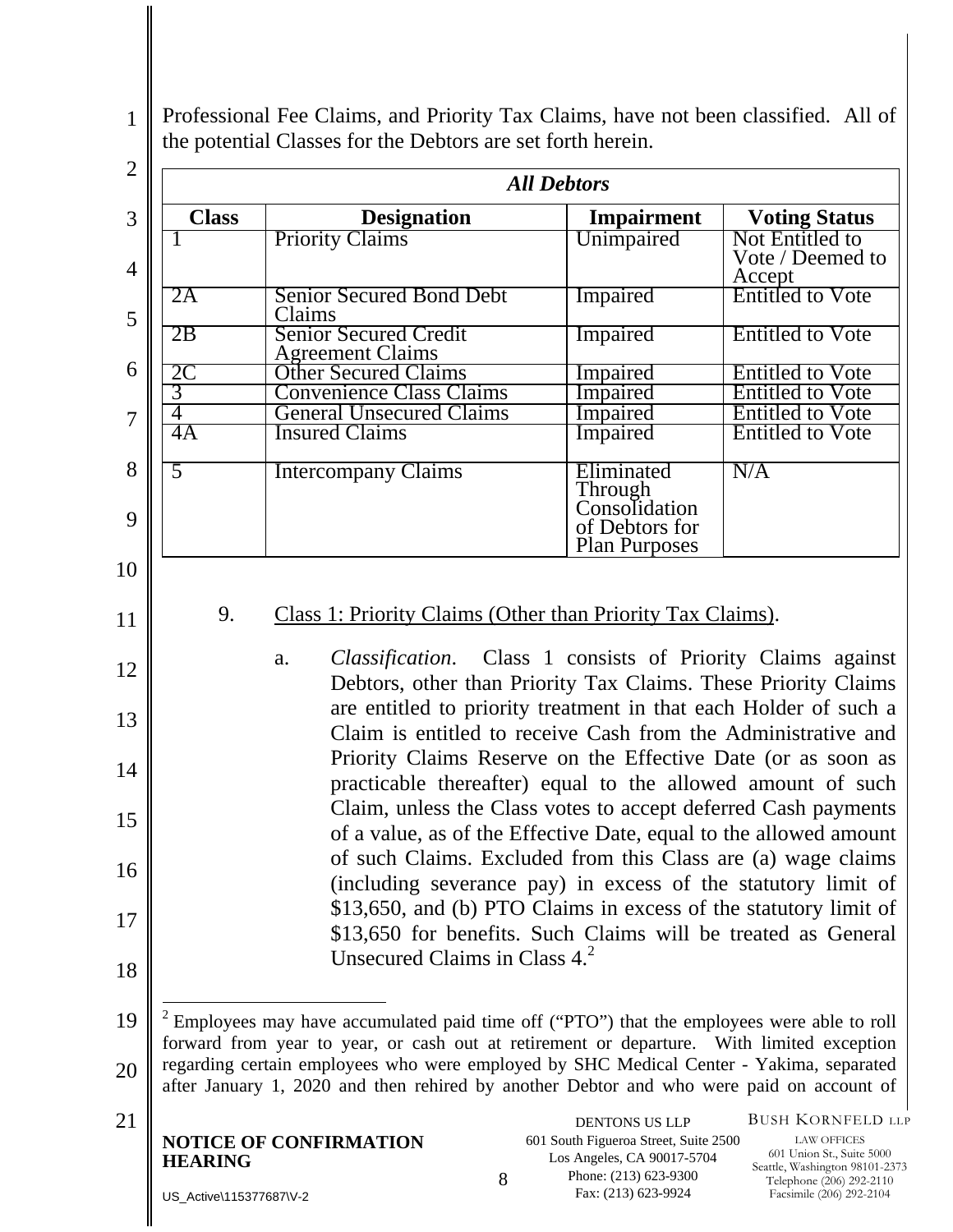Professional Fee Claims, and Priority Tax Claims, have not been classified. All of the potential Classes for the Debtors are set forth herein.

| ***All Debtors*** | | | |
|---|---|---|---|
| **Class** | **Designation** | **Impairment** | **Voting Status** |
| 1 | Priority Claims | Unimpaired | Not Entitled to Vote / Deemed to Accept |
| 2A | Senior Secured Bond Debt Claims | Impaired | Entitled to Vote |
| 2B | Senior Secured Credit Agreement Claims | Impaired | Entitled to Vote |
| 2C | Other Secured Claims | Impaired | Entitled to Vote |
| 3 | Convenience Class Claims | Impaired | Entitled to Vote |
| 4 | General Unsecured Claims | Impaired | Entitled to Vote |
| 4A | Insured Claims | Impaired | Entitled to Vote |
| 5 | Intercompany Claims | Eliminated Through Consolidation of Debtors for Plan Purposes | N/A |

9. Class 1: Priority Claims (Other than Priority Tax Claims).

   a. *Classification*. Class 1 consists of Priority Claims against Debtors, other than Priority Tax Claims. These Priority Claims are entitled to priority treatment in that each Holder of such a Claim is entitled to receive Cash from the Administrative and Priority Claims Reserve on the Effective Date (or as soon as practicable thereafter) equal to the allowed amount of such Claim, unless the Class votes to accept deferred Cash payments of a value, as of the Effective Date, equal to the allowed amount of such Claims. Excluded from this Class are (a) wage claims (including severance pay) in excess of the statutory limit of $13,650, and (b) PTO Claims in excess of the statutory limit of $13,650 for benefits. Such Claims will be treated as General Unsecured Claims in Class 4.[2]

[2] Employees may have accumulated paid time off ("PTO") that the employees were able to roll forward from year to year, or cash out at retirement or departure. With limited exception regarding certain employees who were employed by SHC Medical Center - Yakima, separated after January 1, 2020 and then rehired by another Debtor and who were paid on account of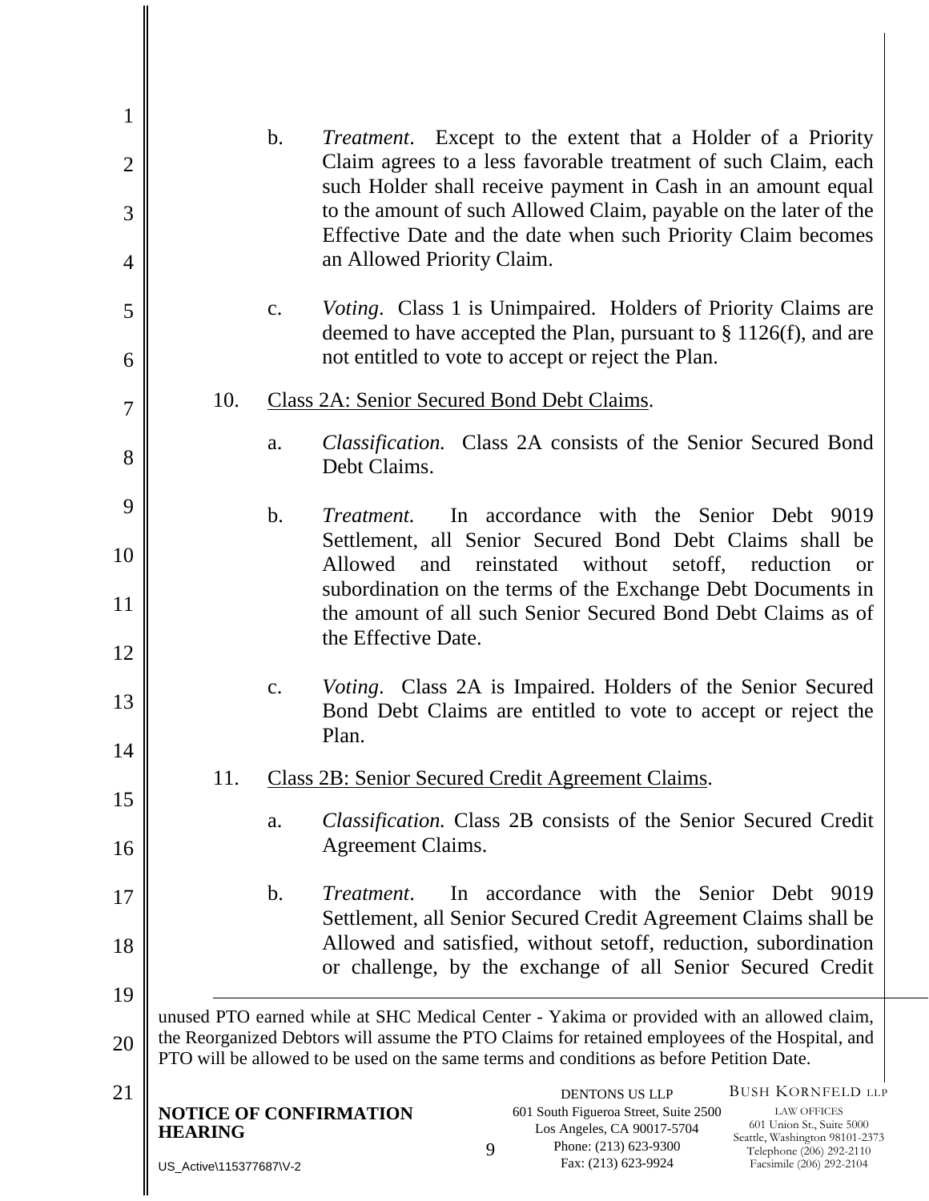b. *Treatment*. Except to the extent that a Holder of a Priority Claim agrees to a less favorable treatment of such Claim, each such Holder shall receive payment in Cash in an amount equal to the amount of such Allowed Claim, payable on the later of the Effective Date and the date when such Priority Claim becomes an Allowed Priority Claim.

c. *Voting*. Class 1 is Unimpaired. Holders of Priority Claims are deemed to have accepted the Plan, pursuant to § 1126(f), and are not entitled to vote to accept or reject the Plan.

10. Class 2A: Senior Secured Bond Debt Claims.

a. *Classification.* Class 2A consists of the Senior Secured Bond Debt Claims.

b. *Treatment.* In accordance with the Senior Debt 9019 Settlement, all Senior Secured Bond Debt Claims shall be Allowed and reinstated without setoff, reduction or subordination on the terms of the Exchange Debt Documents in the amount of all such Senior Secured Bond Debt Claims as of the Effective Date.

c. *Voting*. Class 2A is Impaired. Holders of the Senior Secured Bond Debt Claims are entitled to vote to accept or reject the Plan.

11. Class 2B: Senior Secured Credit Agreement Claims.

a. *Classification.* Class 2B consists of the Senior Secured Credit Agreement Claims.

b. *Treatment*. In accordance with the Senior Debt 9019 Settlement, all Senior Secured Credit Agreement Claims shall be Allowed and satisfied, without setoff, reduction, subordination or challenge, by the exchange of all Senior Secured Credit

---

unused PTO earned while at SHC Medical Center - Yakima or provided with an allowed claim, the Reorganized Debtors will assume the PTO Claims for retained employees of the Hospital, and PTO will be allowed to be used on the same terms and conditions as before Petition Date.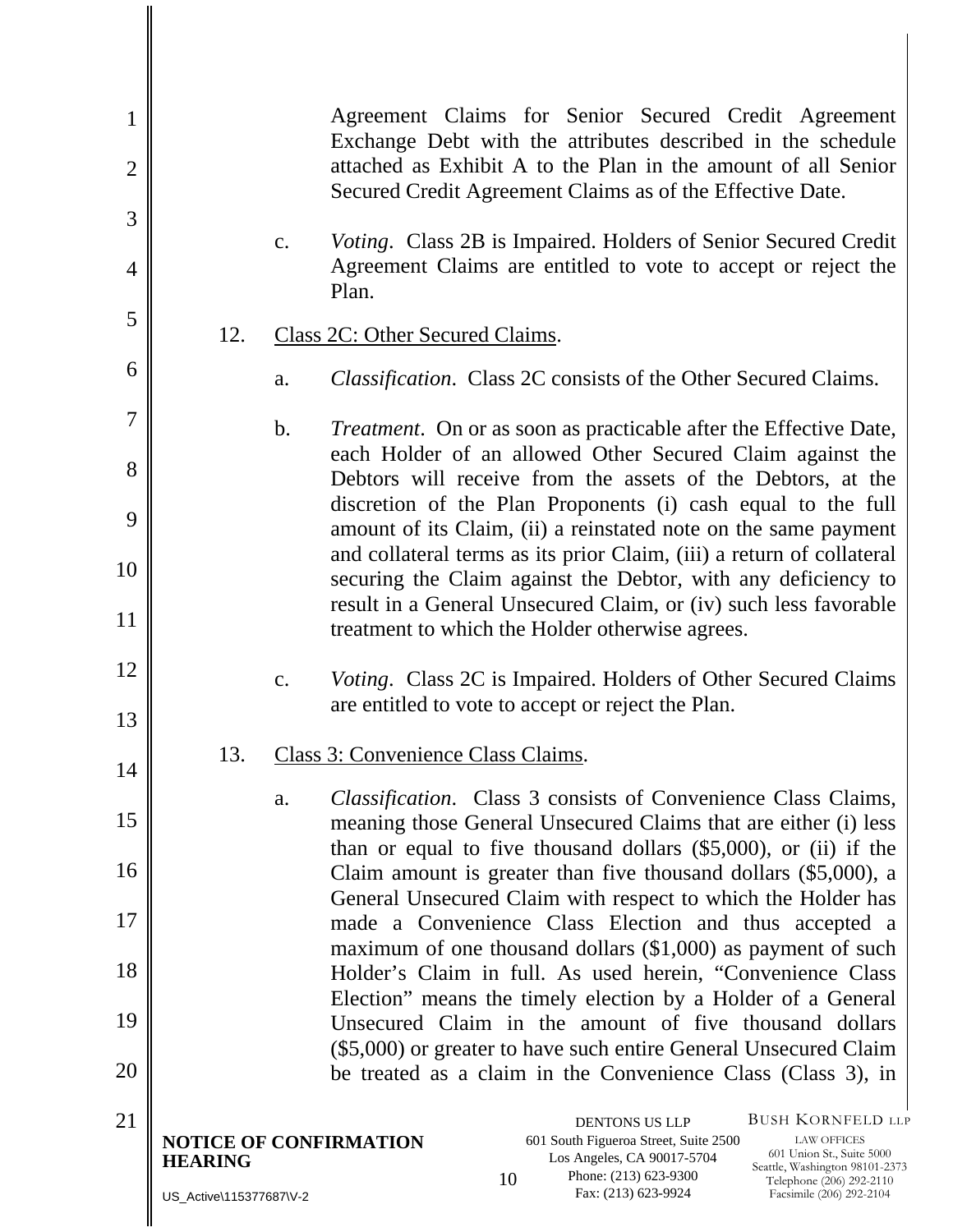Agreement Claims for Senior Secured Credit Agreement Exchange Debt with the attributes described in the schedule attached as Exhibit A to the Plan in the amount of all Senior Secured Credit Agreement Claims as of the Effective Date.

c. *Voting*. Class 2B is Impaired. Holders of Senior Secured Credit Agreement Claims are entitled to vote to accept or reject the Plan.

12. Class 2C: Other Secured Claims.

a. *Classification*. Class 2C consists of the Other Secured Claims.

b. *Treatment*. On or as soon as practicable after the Effective Date, each Holder of an allowed Other Secured Claim against the Debtors will receive from the assets of the Debtors, at the discretion of the Plan Proponents (i) cash equal to the full amount of its Claim, (ii) a reinstated note on the same payment and collateral terms as its prior Claim, (iii) a return of collateral securing the Claim against the Debtor, with any deficiency to result in a General Unsecured Claim, or (iv) such less favorable treatment to which the Holder otherwise agrees.

c. *Voting*. Class 2C is Impaired. Holders of Other Secured Claims are entitled to vote to accept or reject the Plan.

13. Class 3: Convenience Class Claims.

a. *Classification*. Class 3 consists of Convenience Class Claims, meaning those General Unsecured Claims that are either (i) less than or equal to five thousand dollars ($5,000), or (ii) if the Claim amount is greater than five thousand dollars ($5,000), a General Unsecured Claim with respect to which the Holder has made a Convenience Class Election and thus accepted a maximum of one thousand dollars ($1,000) as payment of such Holder's Claim in full. As used herein, "Convenience Class Election" means the timely election by a Holder of a General Unsecured Claim in the amount of five thousand dollars ($5,000) or greater to have such entire General Unsecured Claim be treated as a claim in the Convenience Class (Class 3), in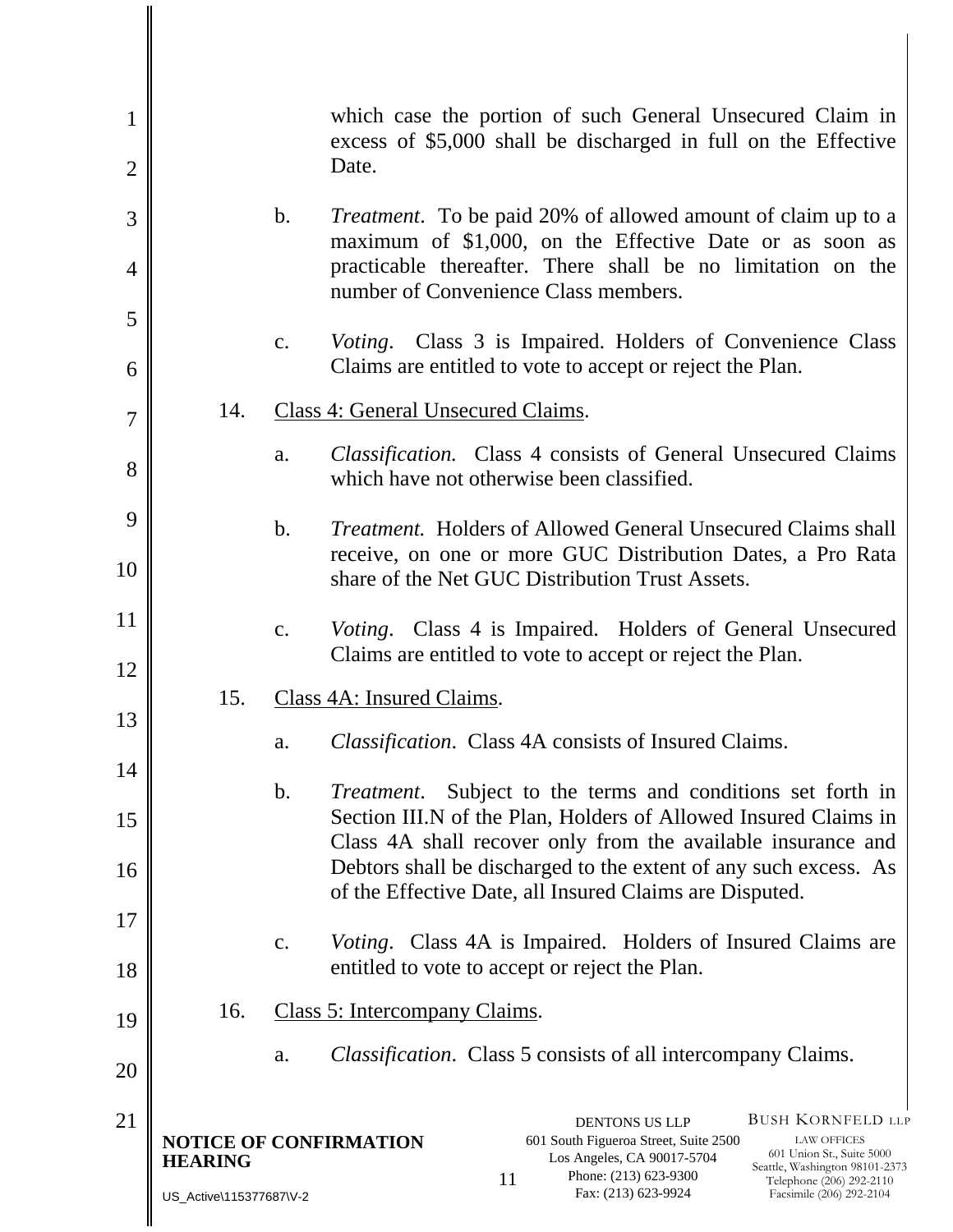which case the portion of such General Unsecured Claim in excess of $5,000 shall be discharged in full on the Effective Date.

b. *Treatment*. To be paid 20% of allowed amount of claim up to a maximum of $1,000, on the Effective Date or as soon as practicable thereafter. There shall be no limitation on the number of Convenience Class members.

c. *Voting*. Class 3 is Impaired. Holders of Convenience Class Claims are entitled to vote to accept or reject the Plan.

14. Class 4: General Unsecured Claims.

a. *Classification.* Class 4 consists of General Unsecured Claims which have not otherwise been classified.

b. *Treatment.* Holders of Allowed General Unsecured Claims shall receive, on one or more GUC Distribution Dates, a Pro Rata share of the Net GUC Distribution Trust Assets.

c. *Voting*. Class 4 is Impaired. Holders of General Unsecured Claims are entitled to vote to accept or reject the Plan.

15. Class 4A: Insured Claims.

a. *Classification*. Class 4A consists of Insured Claims.

b. *Treatment*. Subject to the terms and conditions set forth in Section III.N of the Plan, Holders of Allowed Insured Claims in Class 4A shall recover only from the available insurance and Debtors shall be discharged to the extent of any such excess. As of the Effective Date, all Insured Claims are Disputed.

c. *Voting*. Class 4A is Impaired. Holders of Insured Claims are entitled to vote to accept or reject the Plan.

16. Class 5: Intercompany Claims.

a. *Classification*. Class 5 consists of all intercompany Claims.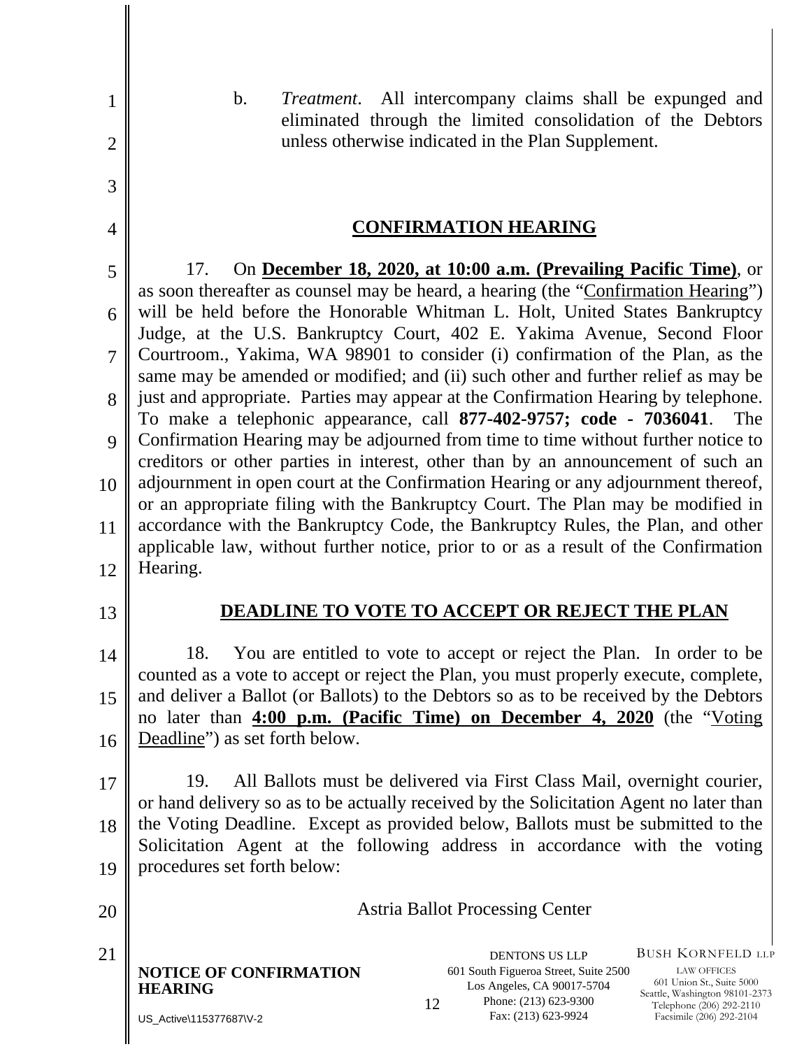b. *Treatment*. All intercompany claims shall be expunged and eliminated through the limited consolidation of the Debtors unless otherwise indicated in the Plan Supplement.

## CONFIRMATION HEARING

17. On **December 18, 2020, at 10:00 a.m. (Prevailing Pacific Time)**, or as soon thereafter as counsel may be heard, a hearing (the "Confirmation Hearing") will be held before the Honorable Whitman L. Holt, United States Bankruptcy Judge, at the U.S. Bankruptcy Court, 402 E. Yakima Avenue, Second Floor Courtroom., Yakima, WA 98901 to consider (i) confirmation of the Plan, as the same may be amended or modified; and (ii) such other and further relief as may be just and appropriate. Parties may appear at the Confirmation Hearing by telephone. To make a telephonic appearance, call **877-402-9757; code - 7036041**. The Confirmation Hearing may be adjourned from time to time without further notice to creditors or other parties in interest, other than by an announcement of such an adjournment in open court at the Confirmation Hearing or any adjournment thereof, or an appropriate filing with the Bankruptcy Court. The Plan may be modified in accordance with the Bankruptcy Code, the Bankruptcy Rules, the Plan, and other applicable law, without further notice, prior to or as a result of the Confirmation Hearing.

## DEADLINE TO VOTE TO ACCEPT OR REJECT THE PLAN

18. You are entitled to vote to accept or reject the Plan. In order to be counted as a vote to accept or reject the Plan, you must properly execute, complete, and deliver a Ballot (or Ballots) to the Debtors so as to be received by the Debtors no later than **4:00 p.m. (Pacific Time) on December 4, 2020** (the "Voting Deadline") as set forth below.

19. All Ballots must be delivered via First Class Mail, overnight courier, or hand delivery so as to be actually received by the Solicitation Agent no later than the Voting Deadline. Except as provided below, Ballots must be submitted to the Solicitation Agent at the following address in accordance with the voting procedures set forth below:

Astria Ballot Processing Center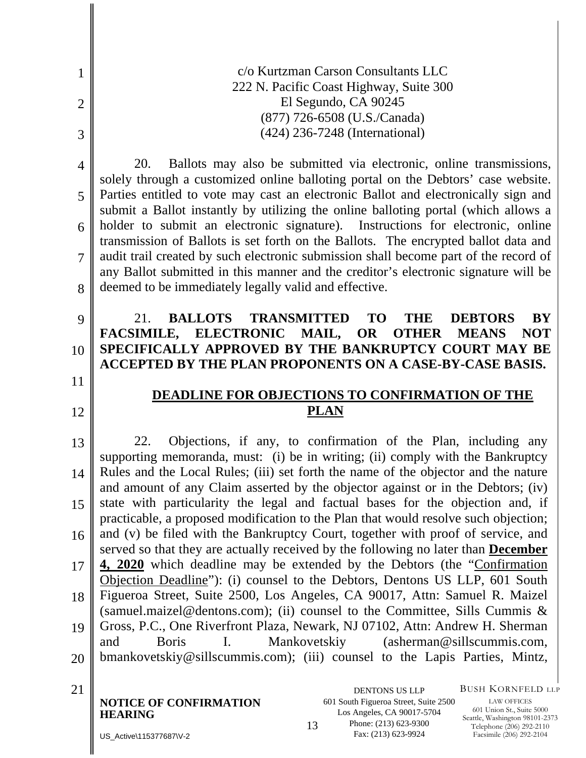c/o Kurtzman Carson Consultants LLC
222 N. Pacific Coast Highway, Suite 300
El Segundo, CA 90245
(877) 726-6508 (U.S./Canada)
(424) 236-7248 (International)

20. Ballots may also be submitted via electronic, online transmissions, solely through a customized online balloting portal on the Debtors' case website. Parties entitled to vote may cast an electronic Ballot and electronically sign and submit a Ballot instantly by utilizing the online balloting portal (which allows a holder to submit an electronic signature). Instructions for electronic, online transmission of Ballots is set forth on the Ballots. The encrypted ballot data and audit trail created by such electronic submission shall become part of the record of any Ballot submitted in this manner and the creditor's electronic signature will be deemed to be immediately legally valid and effective.

21. **BALLOTS TRANSMITTED TO THE DEBTORS BY FACSIMILE, ELECTRONIC MAIL, OR OTHER MEANS NOT SPECIFICALLY APPROVED BY THE BANKRUPTCY COURT MAY BE ACCEPTED BY THE PLAN PROPONENTS ON A CASE-BY-CASE BASIS.**

## DEADLINE FOR OBJECTIONS TO CONFIRMATION OF THE PLAN

22. Objections, if any, to confirmation of the Plan, including any supporting memoranda, must: (i) be in writing; (ii) comply with the Bankruptcy Rules and the Local Rules; (iii) set forth the name of the objector and the nature and amount of any Claim asserted by the objector against or in the Debtors; (iv) state with particularity the legal and factual bases for the objection and, if practicable, a proposed modification to the Plan that would resolve such objection; and (v) be filed with the Bankruptcy Court, together with proof of service, and served so that they are actually received by the following no later than **December 4, 2020** which deadline may be extended by the Debtors (the "Confirmation Objection Deadline"): (i) counsel to the Debtors, Dentons US LLP, 601 South Figueroa Street, Suite 2500, Los Angeles, CA 90017, Attn: Samuel R. Maizel (samuel.maizel@dentons.com); (ii) counsel to the Committee, Sills Cummis & Gross, P.C., One Riverfront Plaza, Newark, NJ 07102, Attn: Andrew H. Sherman and Boris I. Mankovetskiy (asherman@sillscummis.com, bmankovetskiy@sillscummis.com); (iii) counsel to the Lapis Parties, Mintz,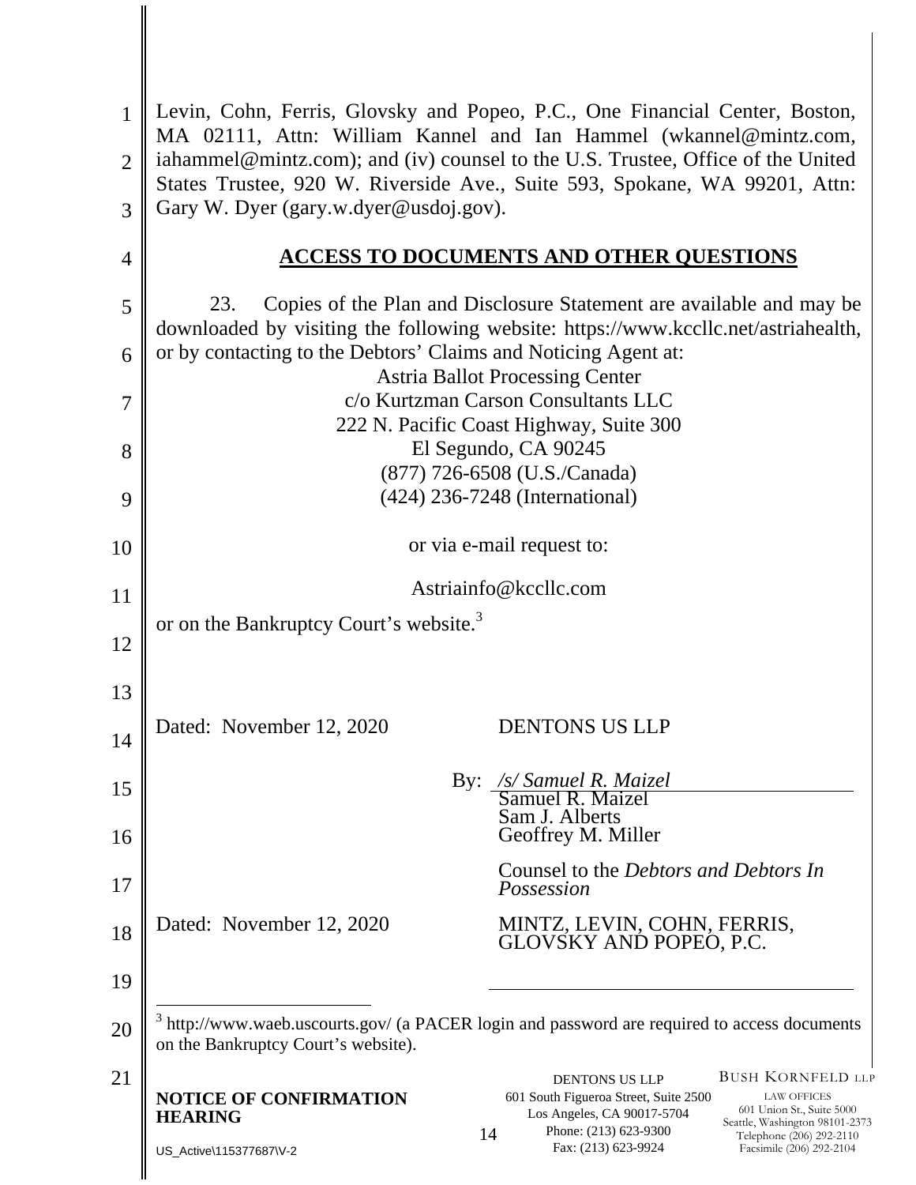Levin, Cohn, Ferris, Glovsky and Popeo, P.C., One Financial Center, Boston, MA 02111, Attn: William Kannel and Ian Hammel (wkannel@mintz.com, iahammel@mintz.com); and (iv) counsel to the U.S. Trustee, Office of the United States Trustee, 920 W. Riverside Ave., Suite 593, Spokane, WA 99201, Attn: Gary W. Dyer (gary.w.dyer@usdoj.gov).

## ACCESS TO DOCUMENTS AND OTHER QUESTIONS

23. Copies of the Plan and Disclosure Statement are available and may be downloaded by visiting the following website: https://www.kccllc.net/astriahealth, or by contacting to the Debtors' Claims and Noticing Agent at:

Astria Ballot Processing Center
c/o Kurtzman Carson Consultants LLC
222 N. Pacific Coast Highway, Suite 300
El Segundo, CA 90245
(877) 726-6508 (U.S./Canada)
(424) 236-7248 (International)

or via e-mail request to:

Astriainfo@kccllc.com

or on the Bankruptcy Court's website.[3]

Dated: November 12, 2020

DENTONS US LLP

By: */s/ Samuel R. Maizel*
Samuel R. Maizel
Sam J. Alberts
Geoffrey M. Miller

Counsel to the *Debtors and Debtors In Possession*

Dated: November 12, 2020

MINTZ, LEVIN, COHN, FERRIS, GLOVSKY AND POPEO, P.C.

\_\_\_\_\_\_\_\_\_\_\_\_\_\_\_\_\_\_\_\_\_\_\_\_\_\_\_\_

[3] http://www.waeb.uscourts.gov/ (a PACER login and password are required to access documents on the Bankruptcy Court's website).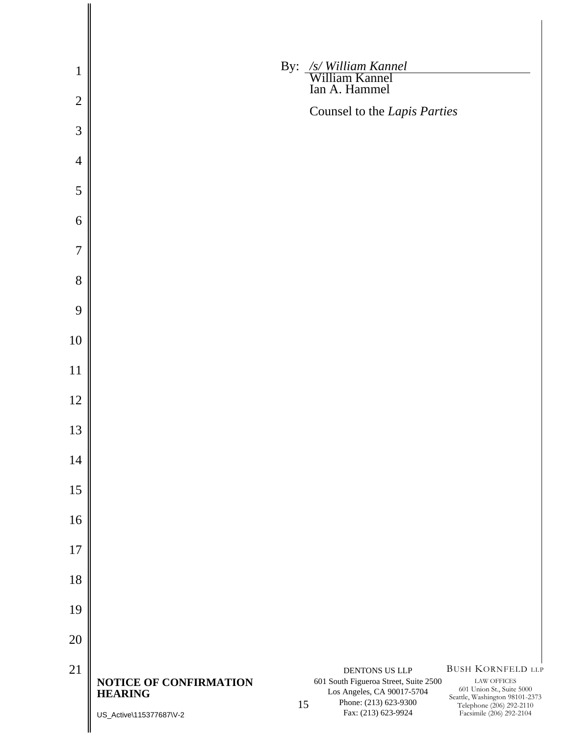By: */s/ William Kannel*
William Kannel
Ian A. Hammel

Counsel to the *Lapis Parties*